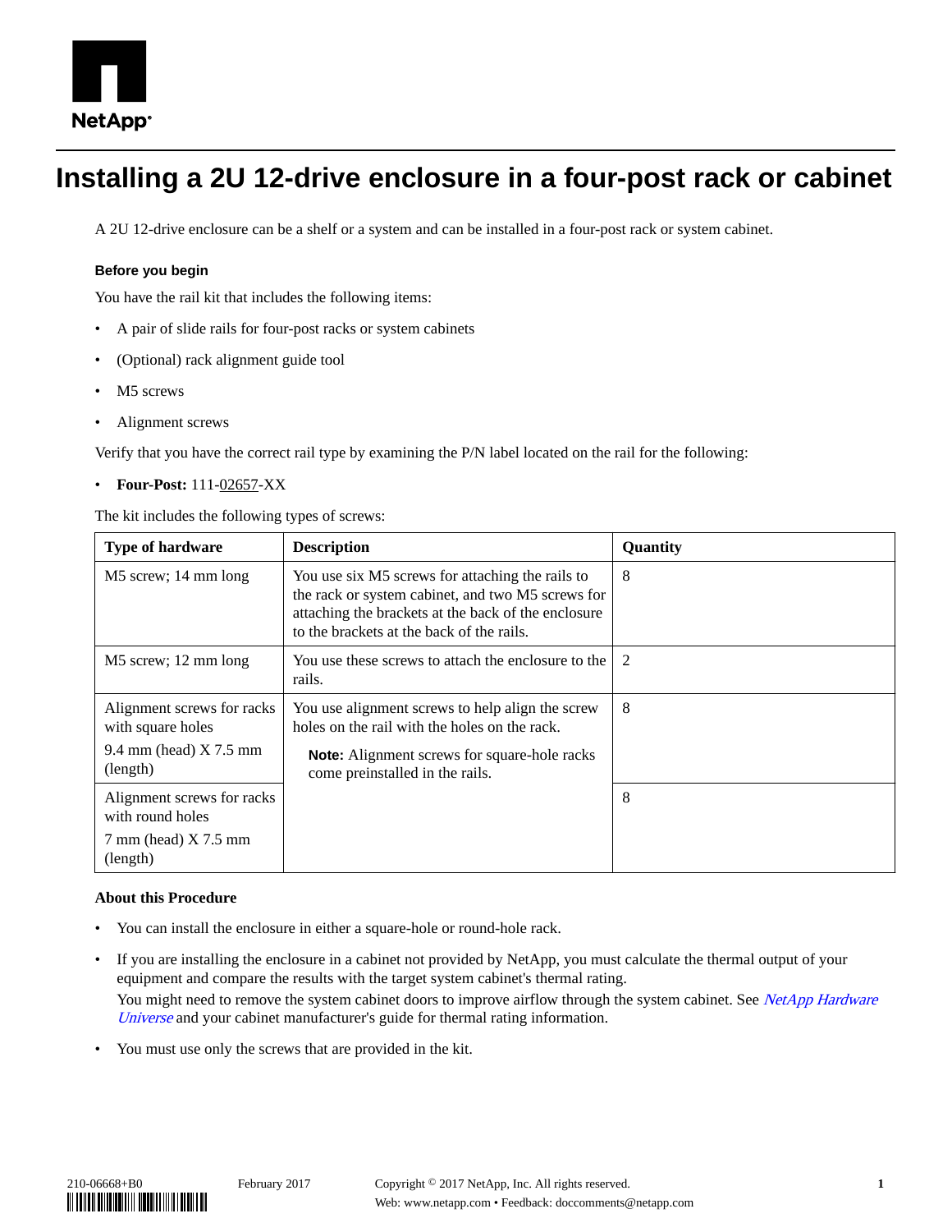# Installing a 2U 12-drive enclosure in a four-post rack or cabinet

A 2U 12-drive enclosure can be a shelf or a system and can be installed in a four-post rack or system cabinet.

### Before you begin

You have the rail kit that includes the following items:

- A pair of slide rails for four-post racks or system cabinets
- (Optional) rack alignment guide tool
- M5 screws
- Alignment screws

Verify that you have the correct rail type by examining the P/N label located on the rail for the following:

- **Four-Post:** 111-02657-XX

The kit includes the following types of screws:

| Type of hardware | Description | Quantity |
|---|---|---|
| M5 screw; 14 mm long | You use six M5 screws for attaching the rails to the rack or system cabinet, and two M5 screws for attaching the brackets at the back of the enclosure to the brackets at the back of the rails. | 8 |
| M5 screw; 12 mm long | You use these screws to attach the enclosure to the rails. | 2 |
| Alignment screws for racks with square holes<br>9.4 mm (head) X 7.5 mm (length) | You use alignment screws to help align the screw holes on the rail with the holes on the rack.<br>**Note:** Alignment screws for square-hole racks come preinstalled in the rails. | 8 |
| Alignment screws for racks with round holes<br>7 mm (head) X 7.5 mm (length) | | 8 |

### About this Procedure

- You can install the enclosure in either a square-hole or round-hole rack.
- If you are installing the enclosure in a cabinet not provided by NetApp, you must calculate the thermal output of your equipment and compare the results with the target system cabinet's thermal rating.
  You might need to remove the system cabinet doors to improve airflow through the system cabinet. See *NetApp Hardware Universe* and your cabinet manufacturer's guide for thermal rating information.
- You must use only the screws that are provided in the kit.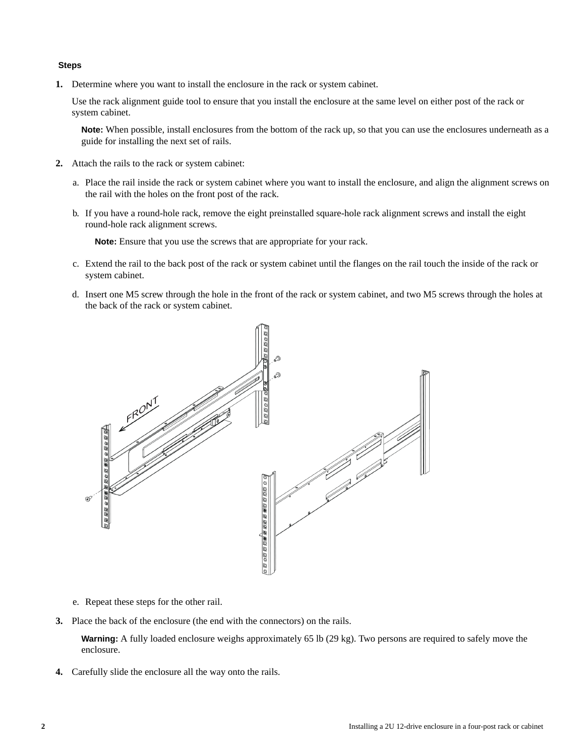**Steps**

1. Determine where you want to install the enclosure in the rack or system cabinet.

   Use the rack alignment guide tool to ensure that you install the enclosure at the same level on either post of the rack or system cabinet.

   **Note:** When possible, install enclosures from the bottom of the rack up, so that you can use the enclosures underneath as a guide for installing the next set of rails.

2. Attach the rails to the rack or system cabinet:

   a. Place the rail inside the rack or system cabinet where you want to install the enclosure, and align the alignment screws on the rail with the holes on the front post of the rack.

   b. If you have a round-hole rack, remove the eight preinstalled square-hole rack alignment screws and install the eight round-hole rack alignment screws.

      **Note:** Ensure that you use the screws that are appropriate for your rack.

   c. Extend the rail to the back post of the rack or system cabinet until the flanges on the rail touch the inside of the rack or system cabinet.

   d. Insert one M5 screw through the hole in the front of the rack or system cabinet, and two M5 screws through the holes at the back of the rack or system cabinet.

   e. Repeat these steps for the other rail.

3. Place the back of the enclosure (the end with the connectors) on the rails.

   **Warning:** A fully loaded enclosure weighs approximately 65 lb (29 kg). Two persons are required to safely move the enclosure.

4. Carefully slide the enclosure all the way onto the rails.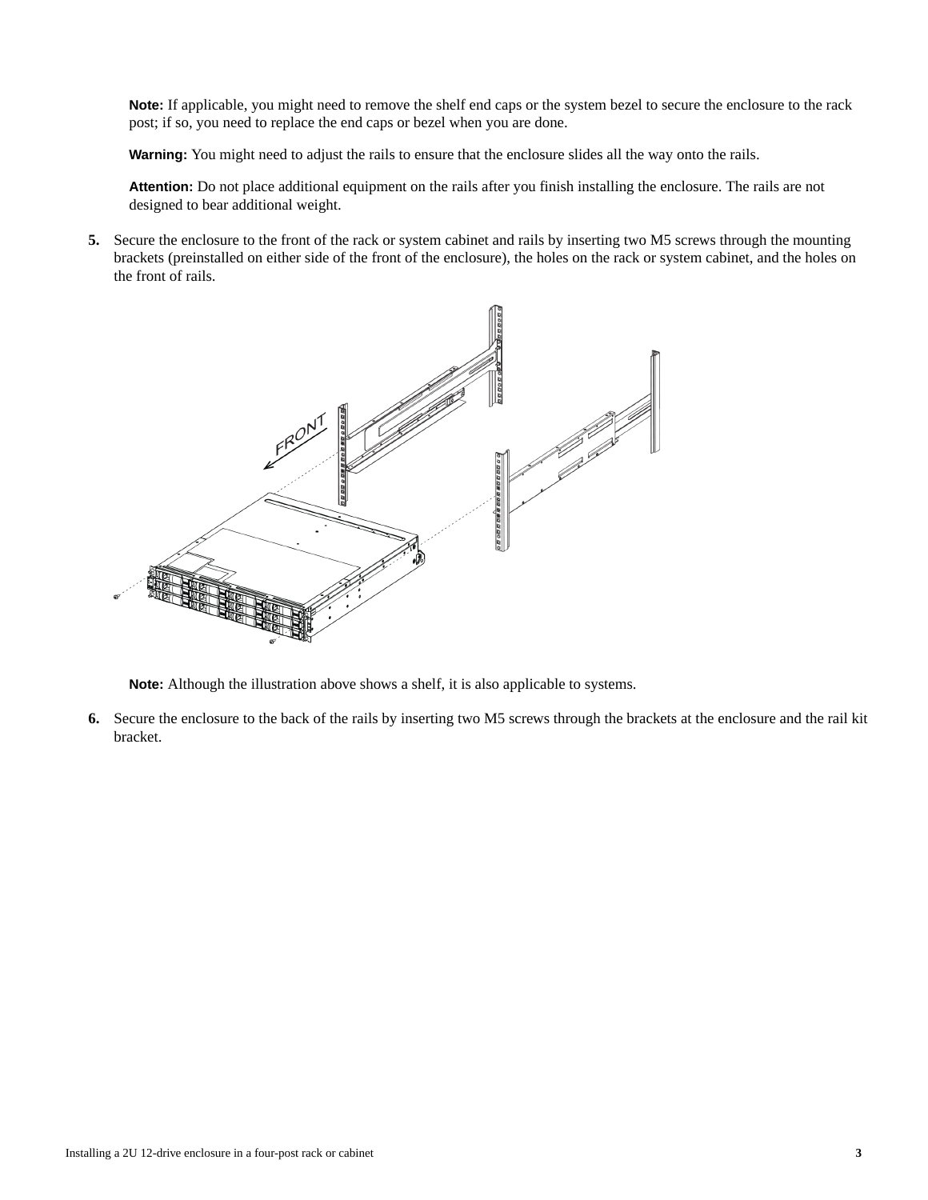**Note:** If applicable, you might need to remove the shelf end caps or the system bezel to secure the enclosure to the rack post; if so, you need to replace the end caps or bezel when you are done.

**Warning:** You might need to adjust the rails to ensure that the enclosure slides all the way onto the rails.

**Attention:** Do not place additional equipment on the rails after you finish installing the enclosure. The rails are not designed to bear additional weight.

5. Secure the enclosure to the front of the rack or system cabinet and rails by inserting two M5 screws through the mounting brackets (preinstalled on either side of the front of the enclosure), the holes on the rack or system cabinet, and the holes on the front of rails.

**Note:** Although the illustration above shows a shelf, it is also applicable to systems.

6. Secure the enclosure to the back of the rails by inserting two M5 screws through the brackets at the enclosure and the rail kit bracket.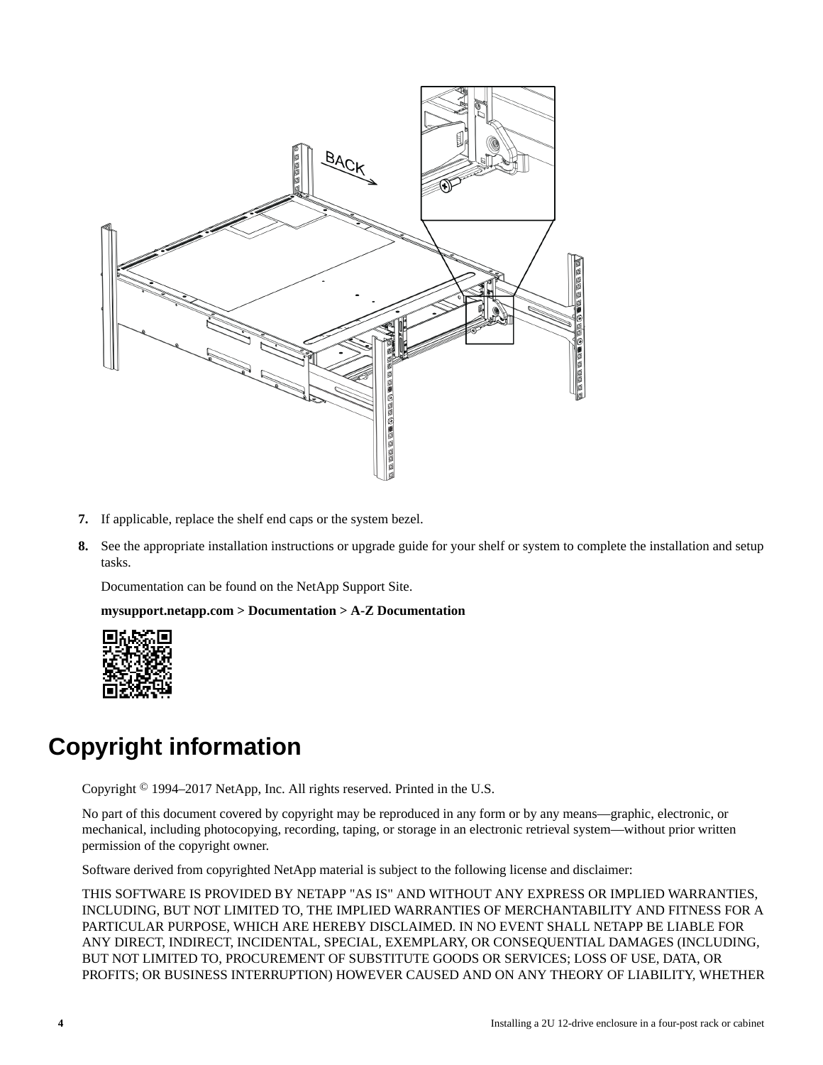7. If applicable, replace the shelf end caps or the system bezel.

8. See the appropriate installation instructions or upgrade guide for your shelf or system to complete the installation and setup tasks.

   Documentation can be found on the NetApp Support Site.

   **mysupport.netapp.com > Documentation > A-Z Documentation**

# Copyright information

Copyright © 1994–2017 NetApp, Inc. All rights reserved. Printed in the U.S.

No part of this document covered by copyright may be reproduced in any form or by any means—graphic, electronic, or mechanical, including photocopying, recording, taping, or storage in an electronic retrieval system—without prior written permission of the copyright owner.

Software derived from copyrighted NetApp material is subject to the following license and disclaimer:

THIS SOFTWARE IS PROVIDED BY NETAPP "AS IS" AND WITHOUT ANY EXPRESS OR IMPLIED WARRANTIES, INCLUDING, BUT NOT LIMITED TO, THE IMPLIED WARRANTIES OF MERCHANTABILITY AND FITNESS FOR A PARTICULAR PURPOSE, WHICH ARE HEREBY DISCLAIMED. IN NO EVENT SHALL NETAPP BE LIABLE FOR ANY DIRECT, INDIRECT, INCIDENTAL, SPECIAL, EXEMPLARY, OR CONSEQUENTIAL DAMAGES (INCLUDING, BUT NOT LIMITED TO, PROCUREMENT OF SUBSTITUTE GOODS OR SERVICES; LOSS OF USE, DATA, OR PROFITS; OR BUSINESS INTERRUPTION) HOWEVER CAUSED AND ON ANY THEORY OF LIABILITY, WHETHER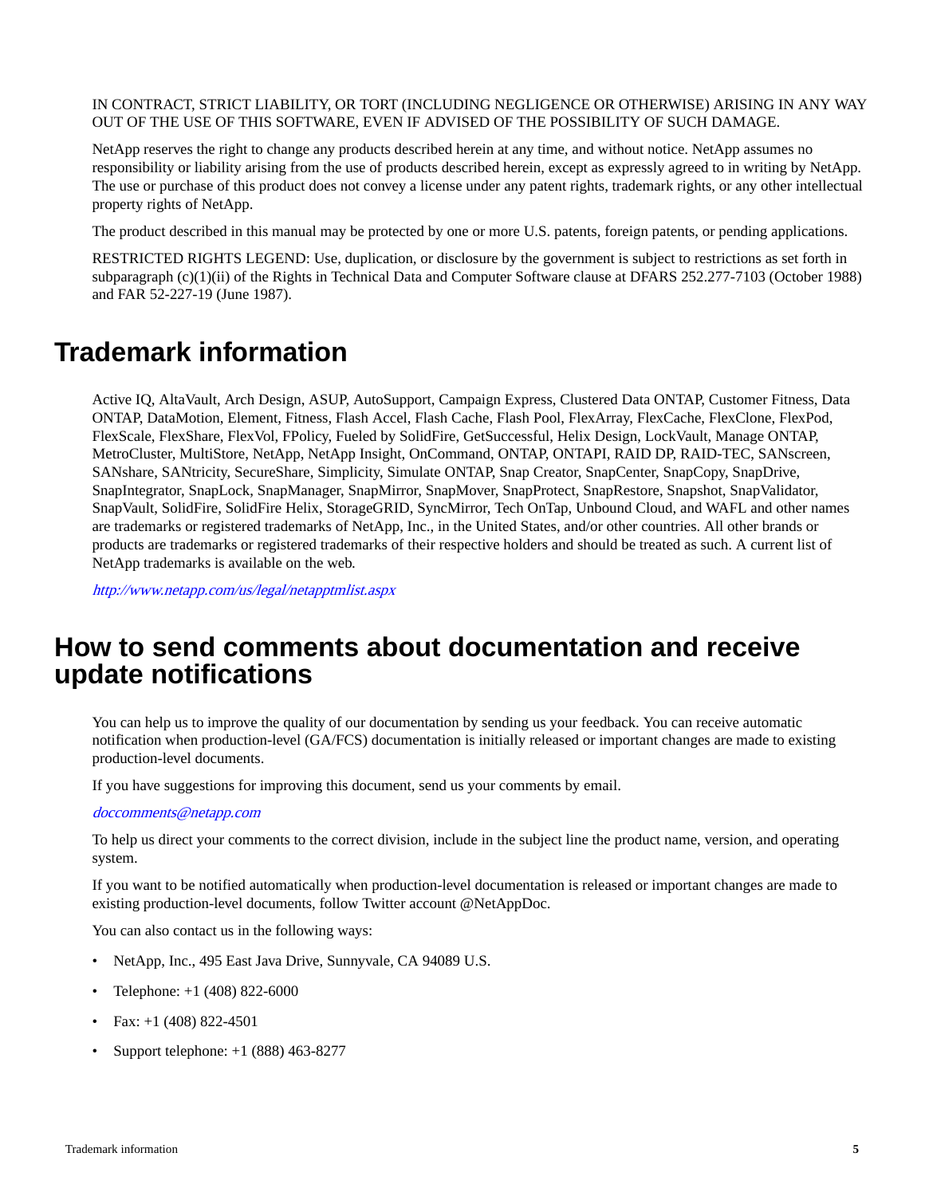IN CONTRACT, STRICT LIABILITY, OR TORT (INCLUDING NEGLIGENCE OR OTHERWISE) ARISING IN ANY WAY OUT OF THE USE OF THIS SOFTWARE, EVEN IF ADVISED OF THE POSSIBILITY OF SUCH DAMAGE.

NetApp reserves the right to change any products described herein at any time, and without notice. NetApp assumes no responsibility or liability arising from the use of products described herein, except as expressly agreed to in writing by NetApp. The use or purchase of this product does not convey a license under any patent rights, trademark rights, or any other intellectual property rights of NetApp.

The product described in this manual may be protected by one or more U.S. patents, foreign patents, or pending applications.

RESTRICTED RIGHTS LEGEND: Use, duplication, or disclosure by the government is subject to restrictions as set forth in subparagraph (c)(1)(ii) of the Rights in Technical Data and Computer Software clause at DFARS 252.277-7103 (October 1988) and FAR 52-227-19 (June 1987).

# Trademark information

Active IQ, AltaVault, Arch Design, ASUP, AutoSupport, Campaign Express, Clustered Data ONTAP, Customer Fitness, Data ONTAP, DataMotion, Element, Fitness, Flash Accel, Flash Cache, Flash Pool, FlexArray, FlexCache, FlexClone, FlexPod, FlexScale, FlexShare, FlexVol, FPolicy, Fueled by SolidFire, GetSuccessful, Helix Design, LockVault, Manage ONTAP, MetroCluster, MultiStore, NetApp, NetApp Insight, OnCommand, ONTAP, ONTAPI, RAID DP, RAID-TEC, SANscreen, SANshare, SANtricity, SecureShare, Simplicity, Simulate ONTAP, Snap Creator, SnapCenter, SnapCopy, SnapDrive, SnapIntegrator, SnapLock, SnapManager, SnapMirror, SnapMover, SnapProtect, SnapRestore, Snapshot, SnapValidator, SnapVault, SolidFire, SolidFire Helix, StorageGRID, SyncMirror, Tech OnTap, Unbound Cloud, and WAFL and other names are trademarks or registered trademarks of NetApp, Inc., in the United States, and/or other countries. All other brands or products are trademarks or registered trademarks of their respective holders and should be treated as such. A current list of NetApp trademarks is available on the web.

*http://www.netapp.com/us/legal/netapptmlist.aspx*

# How to send comments about documentation and receive update notifications

You can help us to improve the quality of our documentation by sending us your feedback. You can receive automatic notification when production-level (GA/FCS) documentation is initially released or important changes are made to existing production-level documents.

If you have suggestions for improving this document, send us your comments by email.

*doccomments@netapp.com*

To help us direct your comments to the correct division, include in the subject line the product name, version, and operating system.

If you want to be notified automatically when production-level documentation is released or important changes are made to existing production-level documents, follow Twitter account @NetAppDoc.

You can also contact us in the following ways:

- NetApp, Inc., 495 East Java Drive, Sunnyvale, CA 94089 U.S.
- Telephone: +1 (408) 822-6000
- Fax: +1 (408) 822-4501
- Support telephone: +1 (888) 463-8277